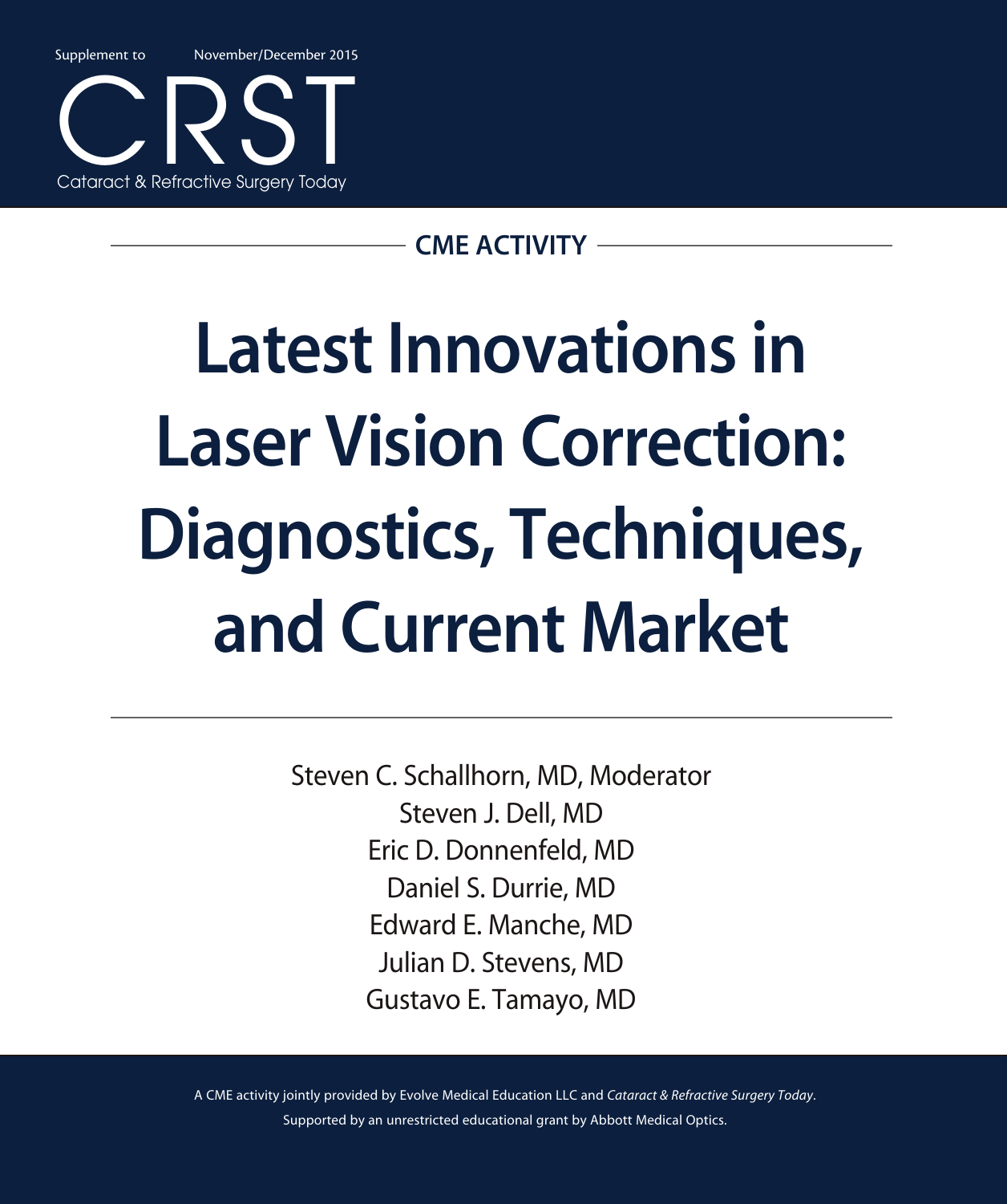Supplement to November/December 2015

CRST

Cataract & Refractive Surgery Today

**CME ACTIVITY**

# Latest Innovations in Laser Vision Correction: Diagnostics, Techniques, and Current Market

Steven C. Schallhorn, MD, Moderator
Steven J. Dell, MD
Eric D. Donnenfeld, MD
Daniel S. Durrie, MD
Edward E. Manche, MD
Julian D. Stevens, MD
Gustavo E. Tamayo, MD

A CME activity jointly provided by Evolve Medical Education LLC and *Cataract & Refractive Surgery Today*.
Supported by an unrestricted educational grant by Abbott Medical Optics.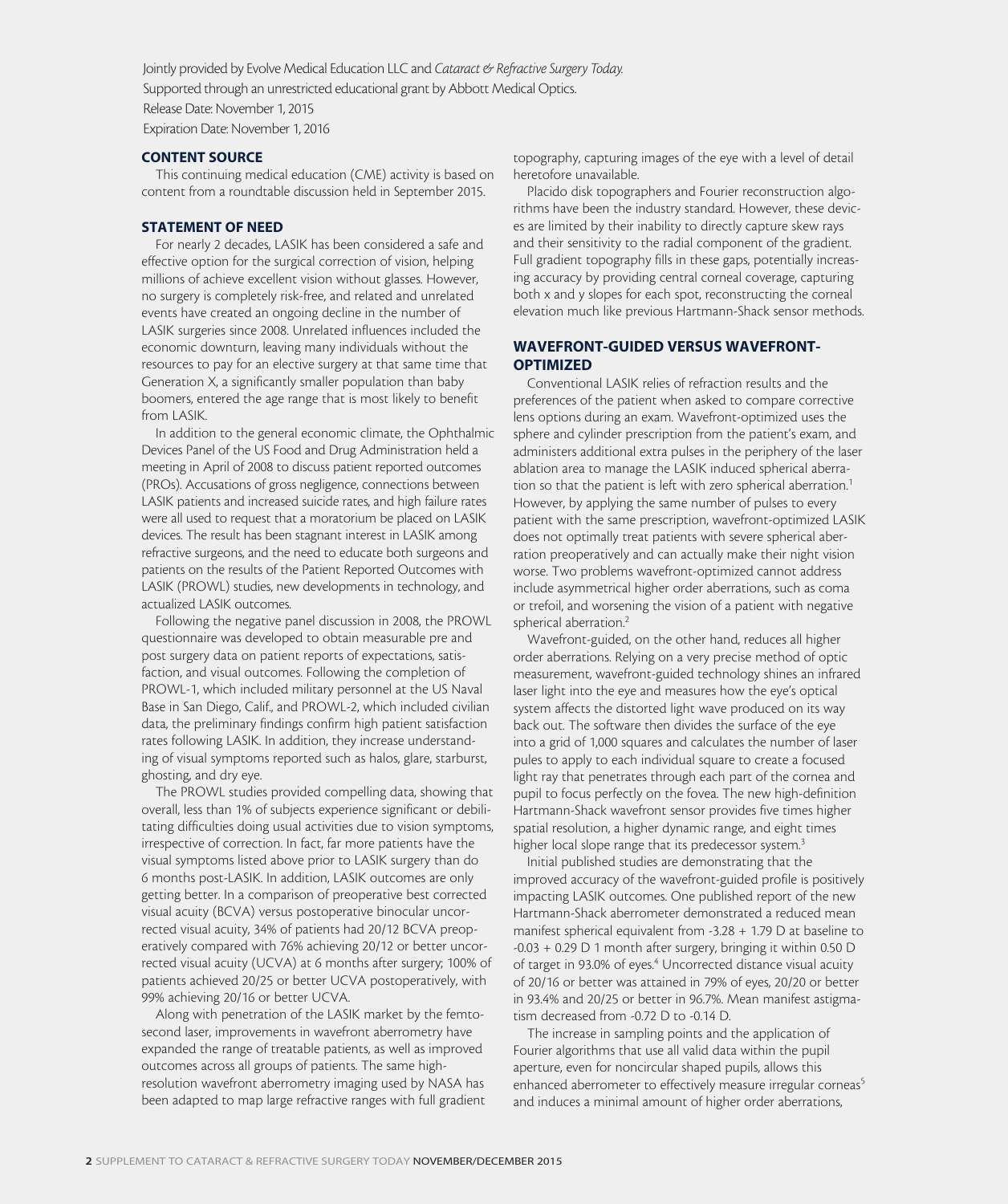Jointly provided by Evolve Medical Education LLC and *Cataract & Refractive Surgery Today.*
Supported through an unrestricted educational grant by Abbott Medical Optics.
Release Date: November 1, 2015
Expiration Date: November 1, 2016

## CONTENT SOURCE

This continuing medical education (CME) activity is based on content from a roundtable discussion held in September 2015.

## STATEMENT OF NEED

For nearly 2 decades, LASIK has been considered a safe and effective option for the surgical correction of vision, helping millions of achieve excellent vision without glasses. However, no surgery is completely risk-free, and related and unrelated events have created an ongoing decline in the number of LASIK surgeries since 2008. Unrelated influences included the economic downturn, leaving many individuals without the resources to pay for an elective surgery at that same time that Generation X, a significantly smaller population than baby boomers, entered the age range that is most likely to benefit from LASIK.

In addition to the general economic climate, the Ophthalmic Devices Panel of the US Food and Drug Administration held a meeting in April of 2008 to discuss patient reported outcomes (PROs). Accusations of gross negligence, connections between LASIK patients and increased suicide rates, and high failure rates were all used to request that a moratorium be placed on LASIK devices. The result has been stagnant interest in LASIK among refractive surgeons, and the need to educate both surgeons and patients on the results of the Patient Reported Outcomes with LASIK (PROWL) studies, new developments in technology, and actualized LASIK outcomes.

Following the negative panel discussion in 2008, the PROWL questionnaire was developed to obtain measurable pre and post surgery data on patient reports of expectations, satisfaction, and visual outcomes. Following the completion of PROWL-1, which included military personnel at the US Naval Base in San Diego, Calif., and PROWL-2, which included civilian data, the preliminary findings confirm high patient satisfaction rates following LASIK. In addition, they increase understanding of visual symptoms reported such as halos, glare, starburst, ghosting, and dry eye.

The PROWL studies provided compelling data, showing that overall, less than 1% of subjects experience significant or debilitating difficulties doing usual activities due to vision symptoms, irrespective of correction. In fact, far more patients have the visual symptoms listed above prior to LASIK surgery than do 6 months post-LASIK. In addition, LASIK outcomes are only getting better. In a comparison of preoperative best corrected visual acuity (BCVA) versus postoperative binocular uncorrected visual acuity, 34% of patients had 20/12 BCVA preoperatively compared with 76% achieving 20/12 or better uncorrected visual acuity (UCVA) at 6 months after surgery; 100% of patients achieved 20/25 or better UCVA postoperatively, with 99% achieving 20/16 or better UCVA.

Along with penetration of the LASIK market by the femtosecond laser, improvements in wavefront aberrometry have expanded the range of treatable patients, as well as improved outcomes across all groups of patients. The same high-resolution wavefront aberrometry imaging used by NASA has been adapted to map large refractive ranges with full gradient topography, capturing images of the eye with a level of detail heretofore unavailable.

Placido disk topographers and Fourier reconstruction algorithms have been the industry standard. However, these devices are limited by their inability to directly capture skew rays and their sensitivity to the radial component of the gradient. Full gradient topography fills in these gaps, potentially increasing accuracy by providing central corneal coverage, capturing both x and y slopes for each spot, reconstructing the corneal elevation much like previous Hartmann-Shack sensor methods.

## WAVEFRONT-GUIDED VERSUS WAVEFRONT-OPTIMIZED

Conventional LASIK relies of refraction results and the preferences of the patient when asked to compare corrective lens options during an exam. Wavefront-optimized uses the sphere and cylinder prescription from the patient's exam, and administers additional extra pulses in the periphery of the laser ablation area to manage the LASIK induced spherical aberration so that the patient is left with zero spherical aberration.[1] However, by applying the same number of pulses to every patient with the same prescription, wavefront-optimized LASIK does not optimally treat patients with severe spherical aberration preoperatively and can actually make their night vision worse. Two problems wavefront-optimized cannot address include asymmetrical higher order aberrations, such as coma or trefoil, and worsening the vision of a patient with negative spherical aberration.[2]

Wavefront-guided, on the other hand, reduces all higher order aberrations. Relying on a very precise method of optic measurement, wavefront-guided technology shines an infrared laser light into the eye and measures how the eye's optical system affects the distorted light wave produced on its way back out. The software then divides the surface of the eye into a grid of 1,000 squares and calculates the number of laser pules to apply to each individual square to create a focused light ray that penetrates through each part of the cornea and pupil to focus perfectly on the fovea. The new high-definition Hartmann-Shack wavefront sensor provides five times higher spatial resolution, a higher dynamic range, and eight times higher local slope range that its predecessor system.[3]

Initial published studies are demonstrating that the improved accuracy of the wavefront-guided profile is positively impacting LASIK outcomes. One published report of the new Hartmann-Shack aberrometer demonstrated a reduced mean manifest spherical equivalent from -3.28 + 1.79 D at baseline to -0.03 + 0.29 D 1 month after surgery, bringing it within 0.50 D of target in 93.0% of eyes.[4] Uncorrected distance visual acuity of 20/16 or better was attained in 79% of eyes, 20/20 or better in 93.4% and 20/25 or better in 96.7%. Mean manifest astigmatism decreased from -0.72 D to -0.14 D.

The increase in sampling points and the application of Fourier algorithms that use all valid data within the pupil aperture, even for noncircular shaped pupils, allows this enhanced aberrometer to effectively measure irregular corneas[5] and induces a minimal amount of higher order aberrations,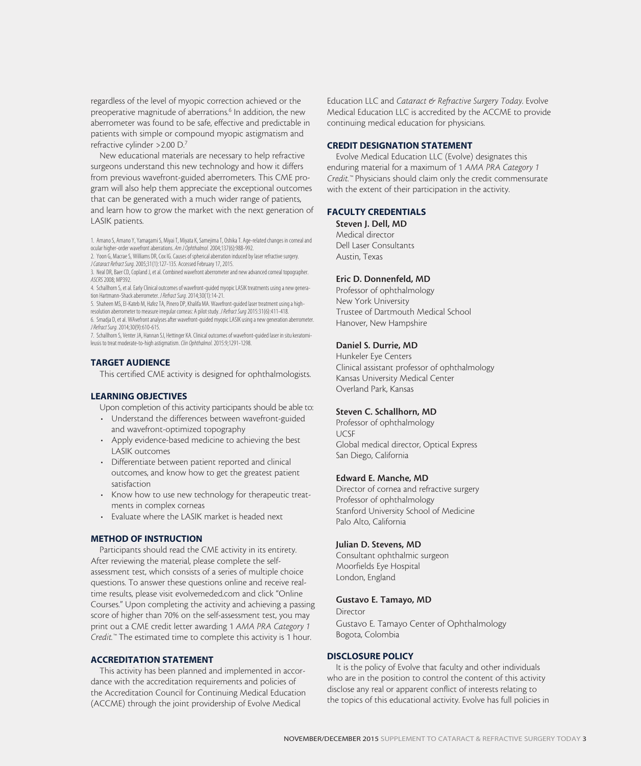regardless of the level of myopic correction achieved or the preoperative magnitude of aberrations.[6] In addition, the new aberrometer was found to be safe, effective and predictable in patients with simple or compound myopic astigmatism and refractive cylinder >2.00 D.[7]

New educational materials are necessary to help refractive surgeons understand this new technology and how it differs from previous wavefront-guided aberrometers. This CME program will also help them appreciate the exceptional outcomes that can be generated with a much wider range of patients, and learn how to grow the market with the next generation of LASIK patients.

1. Amano S, Amano Y, Yamagami S, Miyai T, Miyata K, Samejima T, Oshika T. Age-related changes in corneal and ocular higher-order wavefront aberrations. *Am J Ophthalmol.* 2004;137(6):988-992.
2. Yoon G, Macrae S, Williams DR, Cox IG. Causes of spherical aberration induced by laser refractive surgery. *J Cataract Refract Surg.* 2005;31(1):127-135. Accessed February 17, 2015.
3. Neal DR, Baer CD, Copland J, et al. Combined wavefront aberrometer and new advanced corneal topographer. *ASCRS* 2008; MP392.
4. Schallhorn S, et al. Early Clinical outcomes of wavefront-guided myopic LASIK treatments using a new generation Hartmann-Shack aberrometer. *J Refract Surg.* 2014;30(1):14-21.
5. Shaheen MS, El-Kateb M, Hafez TA, Pinero DP, Khalifa MA. Wavefront-guided laser treatment using a high-resolution aberrometer to measure irregular corneas: A pilot study. *J Refract Surg* 2015:31(6):411-418.
6. Smadja D, et al. WAvefront analyses after wavefront-guided myopic LASIK using a new generation aberrometer. *J Refract Surg.* 2014;30(9):610-615.
7. Schallhorn S, Venter JA, Hannan SJ, Hettinger KA. Clinical outcomes of wavefront-guided laser in situ keratomileusis to treat moderate-to-high astigmatism. *Clin Ophthalmol.* 2015:9;1291-1298.

## TARGET AUDIENCE

This certified CME activity is designed for ophthalmologists.

## LEARNING OBJECTIVES

Upon completion of this activity participants should be able to:

- Understand the differences between wavefront-guided and wavefront-optimized topography
- Apply evidence-based medicine to achieving the best LASIK outcomes
- Differentiate between patient reported and clinical outcomes, and know how to get the greatest patient satisfaction
- Know how to use new technology for therapeutic treatments in complex corneas
- Evaluate where the LASIK market is headed next

## METHOD OF INSTRUCTION

Participants should read the CME activity in its entirety. After reviewing the material, please complete the self-assessment test, which consists of a series of multiple choice questions. To answer these questions online and receive real-time results, please visit evolvemeded.com and click "Online Courses." Upon completing the activity and achieving a passing score of higher than 70% on the self-assessment test, you may print out a CME credit letter awarding 1 *AMA PRA Category 1 Credit.*™ The estimated time to complete this activity is 1 hour.

## ACCREDITATION STATEMENT

This activity has been planned and implemented in accordance with the accreditation requirements and policies of the Accreditation Council for Continuing Medical Education (ACCME) through the joint providership of Evolve Medical Education LLC and *Cataract & Refractive Surgery Today*. Evolve Medical Education LLC is accredited by the ACCME to provide continuing medical education for physicians.

## CREDIT DESIGNATION STATEMENT

Evolve Medical Education LLC (Evolve) designates this enduring material for a maximum of 1 *AMA PRA Category 1 Credit.*™ Physicians should claim only the credit commensurate with the extent of their participation in the activity.

## FACULTY CREDENTIALS

**Steven J. Dell, MD**
Medical director
Dell Laser Consultants
Austin, Texas

**Eric D. Donnenfeld, MD**
Professor of ophthalmology
New York University
Trustee of Dartmouth Medical School
Hanover, New Hampshire

**Daniel S. Durrie, MD**
Hunkeler Eye Centers
Clinical assistant professor of ophthalmology
Kansas University Medical Center
Overland Park, Kansas

**Steven C. Schallhorn, MD**
Professor of ophthalmology
UCSF
Global medical director, Optical Express
San Diego, California

**Edward E. Manche, MD**
Director of cornea and refractive surgery
Professor of ophthalmology
Stanford University School of Medicine
Palo Alto, California

**Julian D. Stevens, MD**
Consultant ophthalmic surgeon
Moorfields Eye Hospital
London, England

**Gustavo E. Tamayo, MD**
Director
Gustavo E. Tamayo Center of Ophthalmology
Bogota, Colombia

## DISCLOSURE POLICY

It is the policy of Evolve that faculty and other individuals who are in the position to control the content of this activity disclose any real or apparent conflict of interests relating to the topics of this educational activity. Evolve has full policies in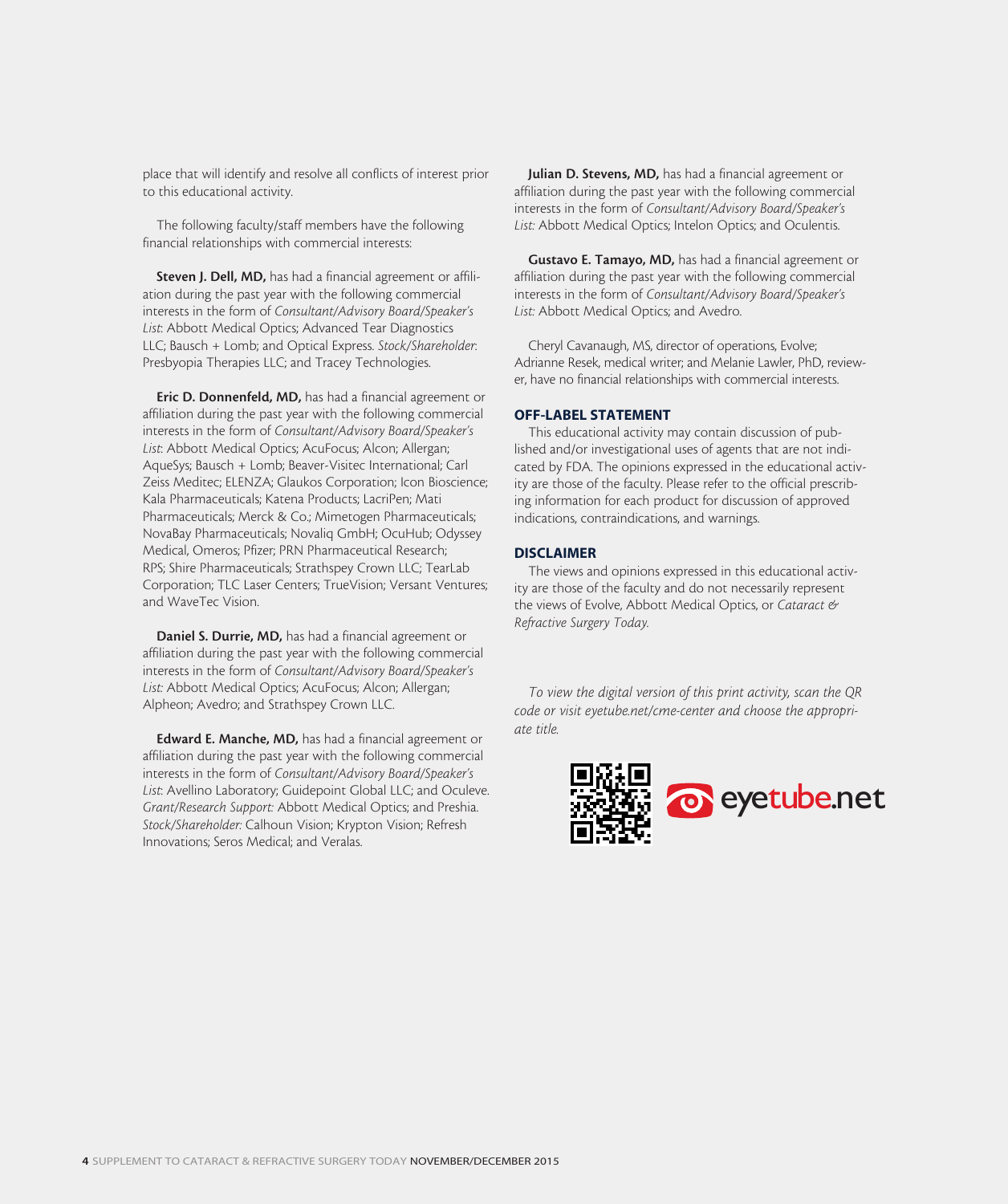place that will identify and resolve all conflicts of interest prior to this educational activity.

The following faculty/staff members have the following financial relationships with commercial interests:

**Steven J. Dell, MD,** has had a financial agreement or affiliation during the past year with the following commercial interests in the form of *Consultant/Advisory Board/Speaker's List*: Abbott Medical Optics; Advanced Tear Diagnostics LLC; Bausch + Lomb; and Optical Express. *Stock/Shareholder*: Presbyopia Therapies LLC; and Tracey Technologies.

**Eric D. Donnenfeld, MD,** has had a financial agreement or affiliation during the past year with the following commercial interests in the form of *Consultant/Advisory Board/Speaker's List*: Abbott Medical Optics; AcuFocus; Alcon; Allergan; AqueSys; Bausch + Lomb; Beaver-Visitec International; Carl Zeiss Meditec; ELENZA; Glaukos Corporation; Icon Bioscience; Kala Pharmaceuticals; Katena Products; LacriPen; Mati Pharmaceuticals; Merck & Co.; Mimetogen Pharmaceuticals; NovaBay Pharmaceuticals; Novaliq GmbH; OcuHub; Odyssey Medical, Omeros; Pfizer; PRN Pharmaceutical Research; RPS; Shire Pharmaceuticals; Strathspey Crown LLC; TearLab Corporation; TLC Laser Centers; TrueVision; Versant Ventures; and WaveTec Vision.

**Daniel S. Durrie, MD,** has had a financial agreement or affiliation during the past year with the following commercial interests in the form of *Consultant/Advisory Board/Speaker's List:* Abbott Medical Optics; AcuFocus; Alcon; Allergan; Alpheon; Avedro; and Strathspey Crown LLC.

**Edward E. Manche, MD,** has had a financial agreement or affiliation during the past year with the following commercial interests in the form of *Consultant/Advisory Board/Speaker's List*: Avellino Laboratory; Guidepoint Global LLC; and Oculeve. *Grant/Research Support:* Abbott Medical Optics; and Preshia. *Stock/Shareholder:* Calhoun Vision; Krypton Vision; Refresh Innovations; Seros Medical; and Veralas.

**Julian D. Stevens, MD,** has had a financial agreement or affiliation during the past year with the following commercial interests in the form of *Consultant/Advisory Board/Speaker's List:* Abbott Medical Optics; Intelon Optics; and Oculentis.

**Gustavo E. Tamayo, MD,** has had a financial agreement or affiliation during the past year with the following commercial interests in the form of *Consultant/Advisory Board/Speaker's List:* Abbott Medical Optics; and Avedro.

Cheryl Cavanaugh, MS, director of operations, Evolve; Adrianne Resek, medical writer; and Melanie Lawler, PhD, reviewer, have no financial relationships with commercial interests.

## OFF-LABEL STATEMENT

This educational activity may contain discussion of published and/or investigational uses of agents that are not indicated by FDA. The opinions expressed in the educational activity are those of the faculty. Please refer to the official prescribing information for each product for discussion of approved indications, contraindications, and warnings.

## DISCLAIMER

The views and opinions expressed in this educational activity are those of the faculty and do not necessarily represent the views of Evolve, Abbott Medical Optics, or *Cataract & Refractive Surgery Today.*

*To view the digital version of this print activity, scan the QR code or visit eyetube.net/cme-center and choose the appropriate title.*

eyetube.net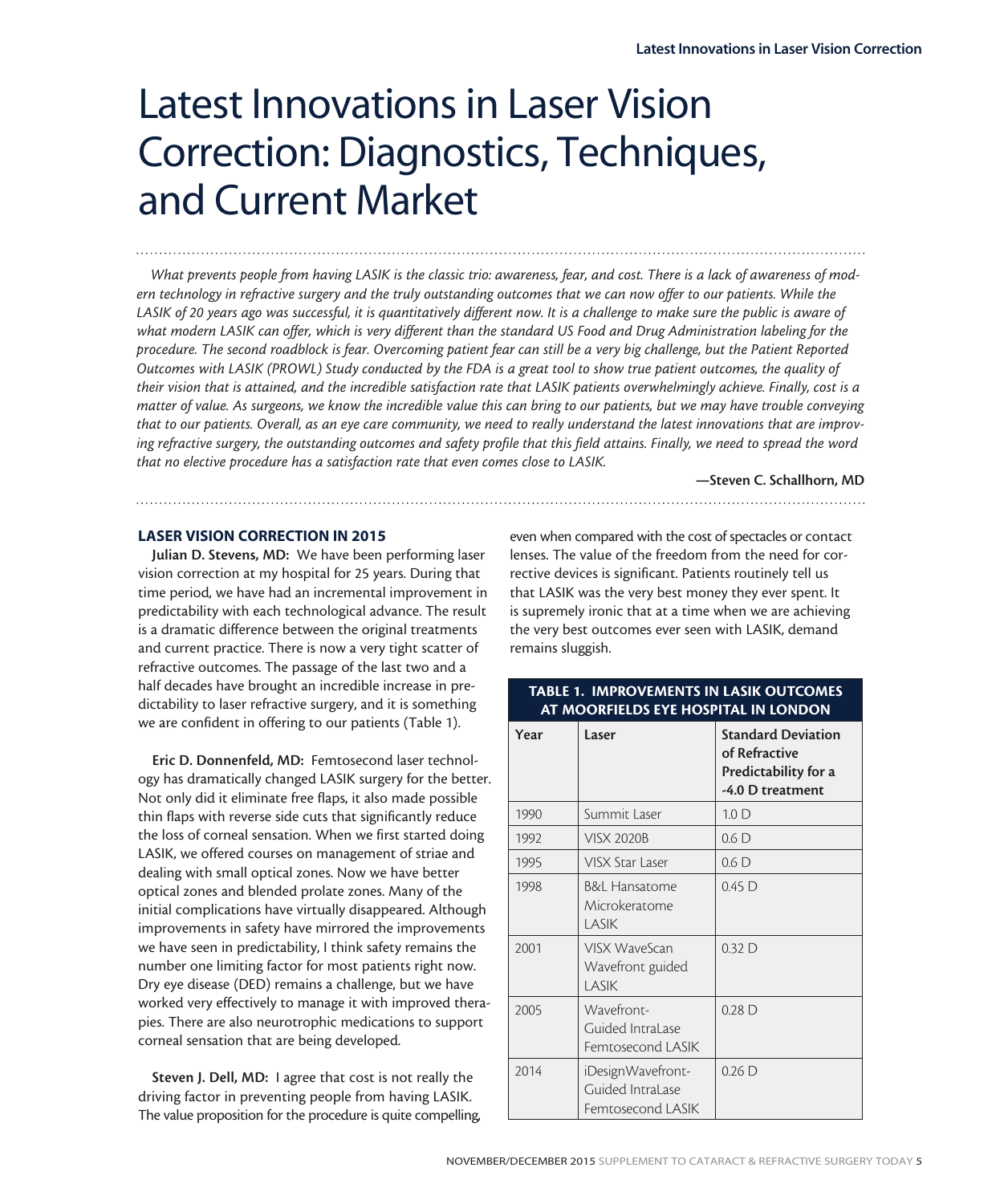# Latest Innovations in Laser Vision Correction: Diagnostics, Techniques, and Current Market

*What prevents people from having LASIK is the classic trio: awareness, fear, and cost. There is a lack of awareness of modern technology in refractive surgery and the truly outstanding outcomes that we can now offer to our patients. While the LASIK of 20 years ago was successful, it is quantitatively different now. It is a challenge to make sure the public is aware of what modern LASIK can offer, which is very different than the standard US Food and Drug Administration labeling for the procedure. The second roadblock is fear. Overcoming patient fear can still be a very big challenge, but the Patient Reported Outcomes with LASIK (PROWL) Study conducted by the FDA is a great tool to show true patient outcomes, the quality of their vision that is attained, and the incredible satisfaction rate that LASIK patients overwhelmingly achieve. Finally, cost is a matter of value. As surgeons, we know the incredible value this can bring to our patients, but we may have trouble conveying that to our patients. Overall, as an eye care community, we need to really understand the latest innovations that are improving refractive surgery, the outstanding outcomes and safety profile that this field attains. Finally, we need to spread the word that no elective procedure has a satisfaction rate that even comes close to LASIK.*

**—Steven C. Schallhorn, MD**

## LASER VISION CORRECTION IN 2015

**Julian D. Stevens, MD:** We have been performing laser vision correction at my hospital for 25 years. During that time period, we have had an incremental improvement in predictability with each technological advance. The result is a dramatic difference between the original treatments and current practice. There is now a very tight scatter of refractive outcomes. The passage of the last two and a half decades have brought an incredible increase in predictability to laser refractive surgery, and it is something we are confident in offering to our patients (Table 1).

**Eric D. Donnenfeld, MD:** Femtosecond laser technology has dramatically changed LASIK surgery for the better. Not only did it eliminate free flaps, it also made possible thin flaps with reverse side cuts that significantly reduce the loss of corneal sensation. When we first started doing LASIK, we offered courses on management of striae and dealing with small optical zones. Now we have better optical zones and blended prolate zones. Many of the initial complications have virtually disappeared. Although improvements in safety have mirrored the improvements we have seen in predictability, I think safety remains the number one limiting factor for most patients right now. Dry eye disease (DED) remains a challenge, but we have worked very effectively to manage it with improved therapies. There are also neurotrophic medications to support corneal sensation that are being developed.

**Steven J. Dell, MD:** I agree that cost is not really the driving factor in preventing people from having LASIK. The value proposition for the procedure is quite compelling, even when compared with the cost of spectacles or contact lenses. The value of the freedom from the need for corrective devices is significant. Patients routinely tell us that LASIK was the very best money they ever spent. It is supremely ironic that at a time when we are achieving the very best outcomes ever seen with LASIK, demand remains sluggish.

**TABLE 1. IMPROVEMENTS IN LASIK OUTCOMES AT MOORFIELDS EYE HOSPITAL IN LONDON**

| Year | Laser | Standard Deviation of Refractive Predictability for a -4.0 D treatment |
|---|---|---|
| 1990 | Summit Laser | 1.0 D |
| 1992 | VISX 2020B | 0.6 D |
| 1995 | VISX Star Laser | 0.6 D |
| 1998 | B&L Hansatome Microkeratome LASIK | 0.45 D |
| 2001 | VISX WaveScan Wavefront guided LASIK | 0.32 D |
| 2005 | Wavefront-Guided IntraLase Femtosecond LASIK | 0.28 D |
| 2014 | iDesignWavefront-Guided IntraLase Femtosecond LASIK | 0.26 D |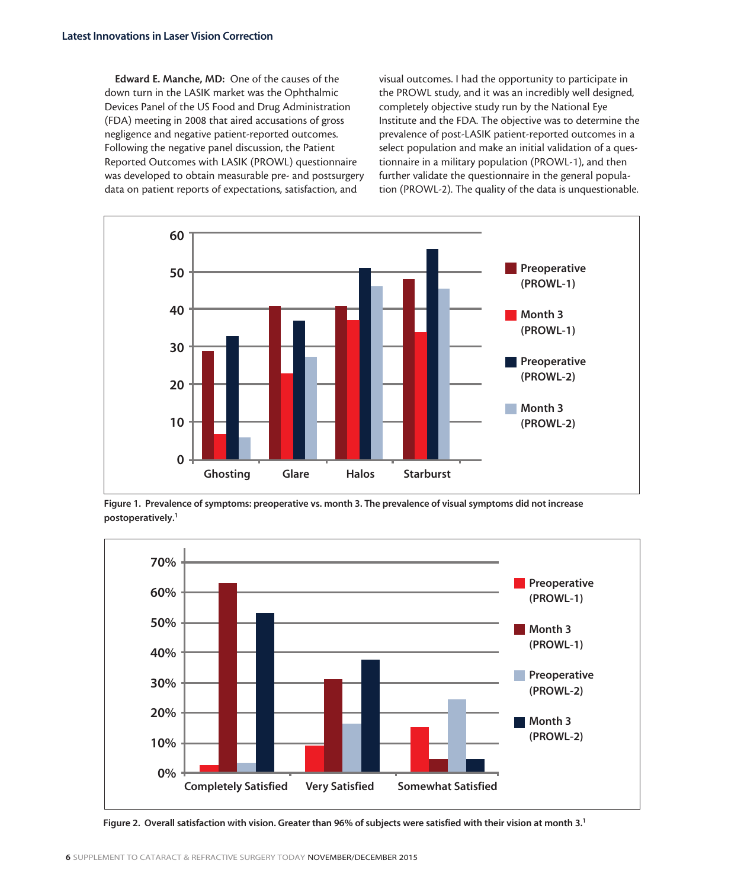**Edward E. Manche, MD:** One of the causes of the down turn in the LASIK market was the Ophthalmic Devices Panel of the US Food and Drug Administration (FDA) meeting in 2008 that aired accusations of gross negligence and negative patient-reported outcomes. Following the negative panel discussion, the Patient Reported Outcomes with LASIK (PROWL) questionnaire was developed to obtain measurable pre- and postsurgery data on patient reports of expectations, satisfaction, and visual outcomes. I had the opportunity to participate in the PROWL study, and it was an incredibly well designed, completely objective study run by the National Eye Institute and the FDA. The objective was to determine the prevalence of post-LASIK patient-reported outcomes in a select population and make an initial validation of a questionnaire in a military population (PROWL-1), and then further validate the questionnaire in the general population (PROWL-2). The quality of the data is unquestionable.

**Figure 1. Prevalence of symptoms: preoperative vs. month 3. The prevalence of visual symptoms did not increase postoperatively.[1]**

**Figure 2. Overall satisfaction with vision. Greater than 96% of subjects were satisfied with their vision at month 3.[1]**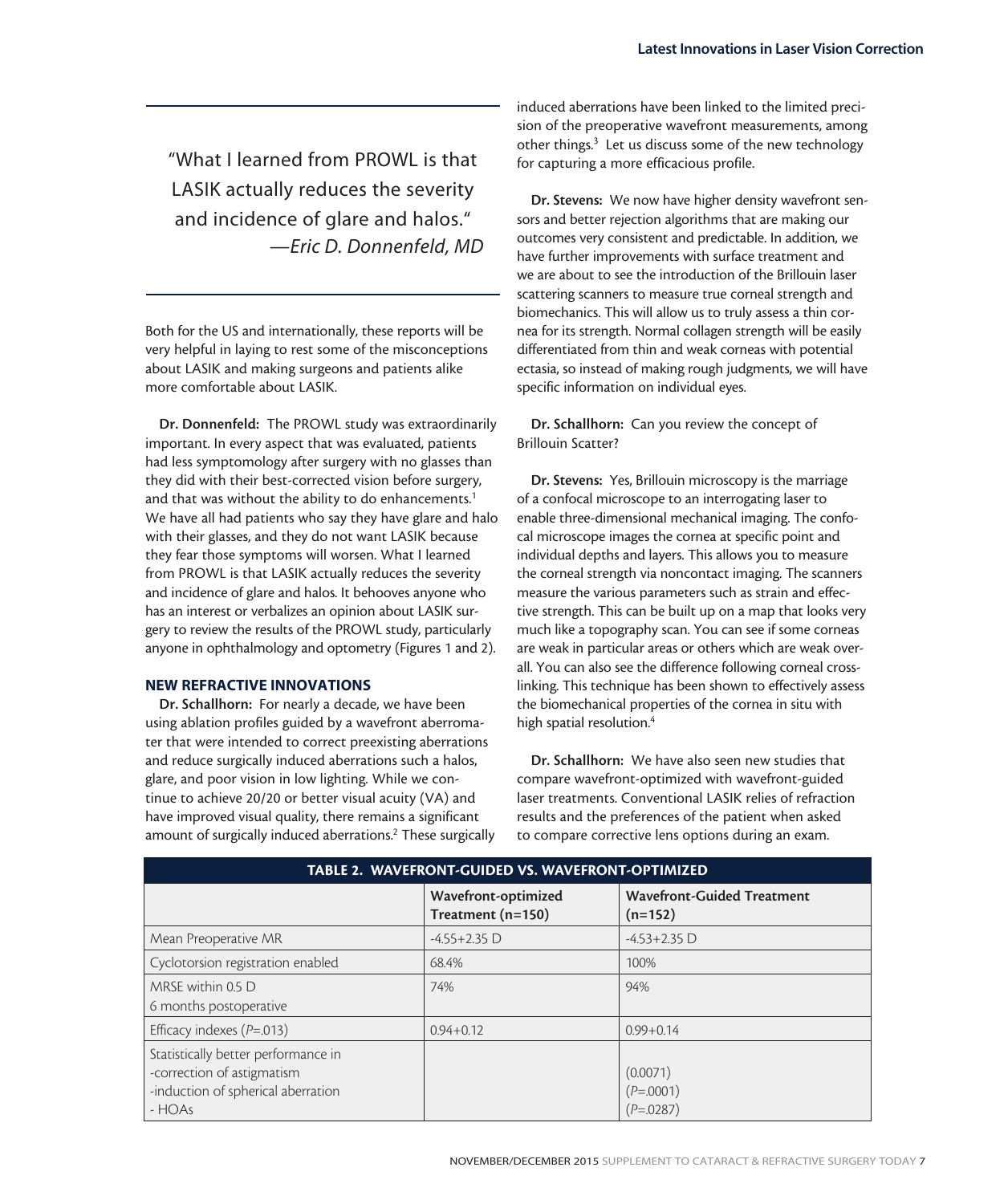> "What I learned from PROWL is that LASIK actually reduces the severity and incidence of glare and halos."
> —*Eric D. Donnenfeld, MD*

Both for the US and internationally, these reports will be very helpful in laying to rest some of the misconceptions about LASIK and making surgeons and patients alike more comfortable about LASIK.

**Dr. Donnenfeld:** The PROWL study was extraordinarily important. In every aspect that was evaluated, patients had less symptomology after surgery with no glasses than they did with their best-corrected vision before surgery, and that was without the ability to do enhancements.[1] We have all had patients who say they have glare and halo with their glasses, and they do not want LASIK because they fear those symptoms will worsen. What I learned from PROWL is that LASIK actually reduces the severity and incidence of glare and halos. It behooves anyone who has an interest or verbalizes an opinion about LASIK surgery to review the results of the PROWL study, particularly anyone in ophthalmology and optometry (Figures 1 and 2).

## NEW REFRACTIVE INNOVATIONS

**Dr. Schallhorn:** For nearly a decade, we have been using ablation profiles guided by a wavefront aberrometer that were intended to correct preexisting aberrations and reduce surgically induced aberrations such a halos, glare, and poor vision in low lighting. While we continue to achieve 20/20 or better visual acuity (VA) and have improved visual quality, there remains a significant amount of surgically induced aberrations.[2] These surgically induced aberrations have been linked to the limited precision of the preoperative wavefront measurements, among other things.[3] Let us discuss some of the new technology for capturing a more efficacious profile.

**Dr. Stevens:** We now have higher density wavefront sensors and better rejection algorithms that are making our outcomes very consistent and predictable. In addition, we have further improvements with surface treatment and we are about to see the introduction of the Brillouin laser scattering scanners to measure true corneal strength and biomechanics. This will allow us to truly assess a thin cornea for its strength. Normal collagen strength will be easily differentiated from thin and weak corneas with potential ectasia, so instead of making rough judgments, we will have specific information on individual eyes.

**Dr. Schallhorn:** Can you review the concept of Brillouin Scatter?

**Dr. Stevens:** Yes, Brillouin microscopy is the marriage of a confocal microscope to an interrogating laser to enable three-dimensional mechanical imaging. The confocal microscope images the cornea at specific point and individual depths and layers. This allows you to measure the corneal strength via noncontact imaging. The scanners measure the various parameters such as strain and effective strength. This can be built up on a map that looks very much like a topography scan. You can see if some corneas are weak in particular areas or others which are weak overall. You can also see the difference following corneal cross-linking. This technique has been shown to effectively assess the biomechanical properties of the cornea in situ with high spatial resolution.[4]

**Dr. Schallhorn:** We have also seen new studies that compare wavefront-optimized with wavefront-guided laser treatments. Conventional LASIK relies of refraction results and the preferences of the patient when asked to compare corrective lens options during an exam.

**TABLE 2. WAVEFRONT-GUIDED VS. WAVEFRONT-OPTIMIZED**

| | Wavefront-optimized Treatment (n=150) | Wavefront-Guided Treatment (n=152) |
|---|---|---|
| Mean Preoperative MR | -4.55+2.35 D | -4.53+2.35 D |
| Cyclotorsion registration enabled | 68.4% | 100% |
| MRSE within 0.5 D<br>6 months postoperative | 74% | 94% |
| Efficacy indexes (*P*=.013) | 0.94+0.12 | 0.99+0.14 |
| Statistically better performance in<br>-correction of astigmatism<br>-induction of spherical aberration<br>- HOAs | | <br>(0.0071)<br>(*P*=.0001)<br>(*P*=.0287) |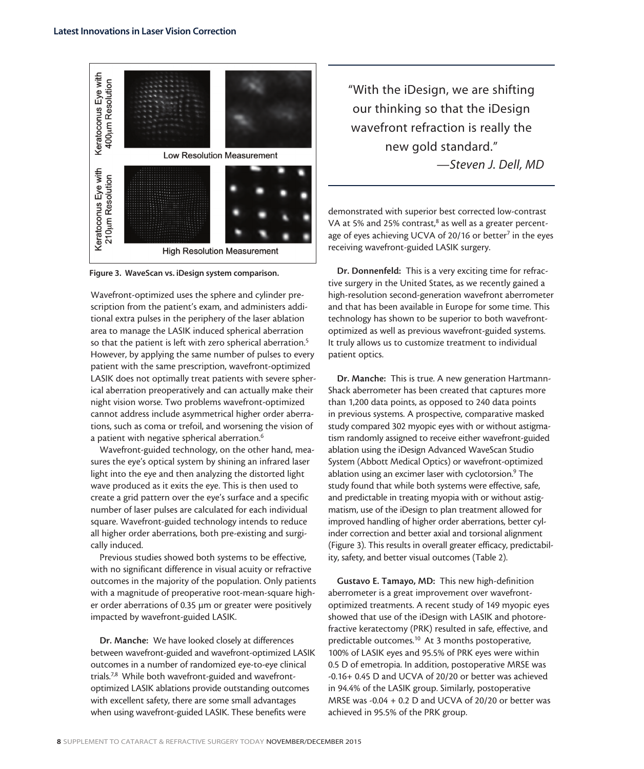Figure 3. WaveScan vs. iDesign system comparison.

Wavefront-optimized uses the sphere and cylinder prescription from the patient's exam, and administers additional extra pulses in the periphery of the laser ablation area to manage the LASIK induced spherical aberration so that the patient is left with zero spherical aberration.[5] However, by applying the same number of pulses to every patient with the same prescription, wavefront-optimized LASIK does not optimally treat patients with severe spherical aberration preoperatively and can actually make their night vision worse. Two problems wavefront-optimized cannot address include asymmetrical higher order aberrations, such as coma or trefoil, and worsening the vision of a patient with negative spherical aberration.[6]

Wavefront-guided technology, on the other hand, measures the eye's optical system by shining an infrared laser light into the eye and then analyzing the distorted light wave produced as it exits the eye. This is then used to create a grid pattern over the eye's surface and a specific number of laser pulses are calculated for each individual square. Wavefront-guided technology intends to reduce all higher order aberrations, both pre-existing and surgically induced.

Previous studies showed both systems to be effective, with no significant difference in visual acuity or refractive outcomes in the majority of the population. Only patients with a magnitude of preoperative root-mean-square higher order aberrations of 0.35 µm or greater were positively impacted by wavefront-guided LASIK.

**Dr. Manche:** We have looked closely at differences between wavefront-guided and wavefront-optimized LASIK outcomes in a number of randomized eye-to-eye clinical trials.[7,8] While both wavefront-guided and wavefront-optimized LASIK ablations provide outstanding outcomes with excellent safety, there are some small advantages when using wavefront-guided LASIK. These benefits were demonstrated with superior best corrected low-contrast VA at 5% and 25% contrast,[8] as well as a greater percentage of eyes achieving UCVA of 20/16 or better[7] in the eyes receiving wavefront-guided LASIK surgery.

> "With the iDesign, we are shifting our thinking so that the iDesign wavefront refraction is really the new gold standard."
> —*Steven J. Dell, MD*

**Dr. Donnenfeld:** This is a very exciting time for refractive surgery in the United States, as we recently gained a high-resolution second-generation wavefront aberrometer and that has been available in Europe for some time. This technology has shown to be superior to both wavefront-optimized as well as previous wavefront-guided systems. It truly allows us to customize treatment to individual patient optics.

**Dr. Manche:** This is true. A new generation Hartmann-Shack aberrometer has been created that captures more than 1,200 data points, as opposed to 240 data points in previous systems. A prospective, comparative masked study compared 302 myopic eyes with or without astigmatism randomly assigned to receive either wavefront-guided ablation using the iDesign Advanced WaveScan Studio System (Abbott Medical Optics) or wavefront-optimized ablation using an excimer laser with cyclotorsion.[9] The study found that while both systems were effective, safe, and predictable in treating myopia with or without astigmatism, use of the iDesign to plan treatment allowed for improved handling of higher order aberrations, better cylinder correction and better axial and torsional alignment (Figure 3). This results in overall greater efficacy, predictability, safety, and better visual outcomes (Table 2).

**Gustavo E. Tamayo, MD:** This new high-definition aberrometer is a great improvement over wavefront-optimized treatments. A recent study of 149 myopic eyes showed that use of the iDesign with LASIK and photorefractive keratectomy (PRK) resulted in safe, effective, and predictable outcomes.[10] At 3 months postoperative, 100% of LASIK eyes and 95.5% of PRK eyes were within 0.5 D of emetropia. In addition, postoperative MRSE was -0.16+ 0.45 D and UCVA of 20/20 or better was achieved in 94.4% of the LASIK group. Similarly, postoperative MRSE was -0.04 + 0.2 D and UCVA of 20/20 or better was achieved in 95.5% of the PRK group.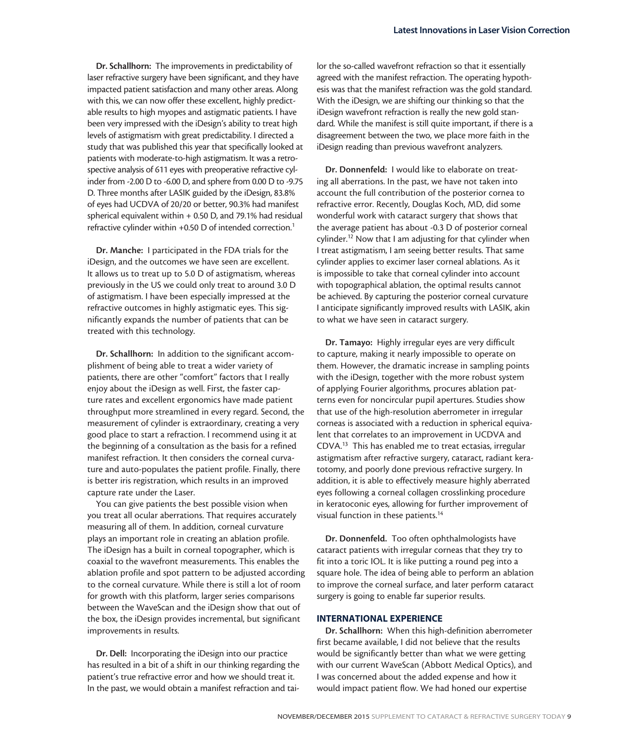**Dr. Schallhorn:** The improvements in predictability of laser refractive surgery have been significant, and they have impacted patient satisfaction and many other areas. Along with this, we can now offer these excellent, highly predictable results to high myopes and astigmatic patients. I have been very impressed with the iDesign's ability to treat high levels of astigmatism with great predictability. I directed a study that was published this year that specifically looked at patients with moderate-to-high astigmatism. It was a retrospective analysis of 611 eyes with preoperative refractive cylinder from -2.00 D to -6.00 D, and sphere from 0.00 D to -9.75 D. Three months after LASIK guided by the iDesign, 83.8% of eyes had UCDVA of 20/20 or better, 90.3% had manifest spherical equivalent within + 0.50 D, and 79.1% had residual refractive cylinder within +0.50 D of intended correction.[1]

**Dr. Manche:** I participated in the FDA trials for the iDesign, and the outcomes we have seen are excellent. It allows us to treat up to 5.0 D of astigmatism, whereas previously in the US we could only treat to around 3.0 D of astigmatism. I have been especially impressed at the refractive outcomes in highly astigmatic eyes. This significantly expands the number of patients that can be treated with this technology.

**Dr. Schallhorn:** In addition to the significant accomplishment of being able to treat a wider variety of patients, there are other "comfort" factors that I really enjoy about the iDesign as well. First, the faster capture rates and excellent ergonomics have made patient throughput more streamlined in every regard. Second, the measurement of cylinder is extraordinary, creating a very good place to start a refraction. I recommend using it at the beginning of a consultation as the basis for a refined manifest refraction. It then considers the corneal curvature and auto-populates the patient profile. Finally, there is better iris registration, which results in an improved capture rate under the Laser.

You can give patients the best possible vision when you treat all ocular aberrations. That requires accurately measuring all of them. In addition, corneal curvature plays an important role in creating an ablation profile. The iDesign has a built in corneal topographer, which is coaxial to the wavefront measurements. This enables the ablation profile and spot pattern to be adjusted according to the corneal curvature. While there is still a lot of room for growth with this platform, larger series comparisons between the WaveScan and the iDesign show that out of the box, the iDesign provides incremental, but significant improvements in results.

**Dr. Dell:** Incorporating the iDesign into our practice has resulted in a bit of a shift in our thinking regarding the patient's true refractive error and how we should treat it. In the past, we would obtain a manifest refraction and tailor the so-called wavefront refraction so that it essentially agreed with the manifest refraction. The operating hypothesis was that the manifest refraction was the gold standard. With the iDesign, we are shifting our thinking so that the iDesign wavefront refraction is really the new gold standard. While the manifest is still quite important, if there is a disagreement between the two, we place more faith in the iDesign reading than previous wavefront analyzers.

**Dr. Donnenfeld:** I would like to elaborate on treating all aberrations. In the past, we have not taken into account the full contribution of the posterior cornea to refractive error. Recently, Douglas Koch, MD, did some wonderful work with cataract surgery that shows that the average patient has about -0.3 D of posterior corneal cylinder.[12] Now that I am adjusting for that cylinder when I treat astigmatism, I am seeing better results. That same cylinder applies to excimer laser corneal ablations. As it is impossible to take that corneal cylinder into account with topographical ablation, the optimal results cannot be achieved. By capturing the posterior corneal curvature I anticipate significantly improved results with LASIK, akin to what we have seen in cataract surgery.

**Dr. Tamayo:** Highly irregular eyes are very difficult to capture, making it nearly impossible to operate on them. However, the dramatic increase in sampling points with the iDesign, together with the more robust system of applying Fourier algorithms, procures ablation patterns even for noncircular pupil apertures. Studies show that use of the high-resolution aberrometer in irregular corneas is associated with a reduction in spherical equivalent that correlates to an improvement in UCDVA and CDVA.[13] This has enabled me to treat ectasias, irregular astigmatism after refractive surgery, cataract, radiant keratotomy, and poorly done previous refractive surgery. In addition, it is able to effectively measure highly aberrated eyes following a corneal collagen crosslinking procedure in keratoconic eyes, allowing for further improvement of visual function in these patients.[14]

**Dr. Donnenfeld.** Too often ophthalmologists have cataract patients with irregular corneas that they try to fit into a toric IOL. It is like putting a round peg into a square hole. The idea of being able to perform an ablation to improve the corneal surface, and later perform cataract surgery is going to enable far superior results.

## INTERNATIONAL EXPERIENCE

**Dr. Schallhorn:** When this high-definition aberrometer first became available, I did not believe that the results would be significantly better than what we were getting with our current WaveScan (Abbott Medical Optics), and I was concerned about the added expense and how it would impact patient flow. We had honed our expertise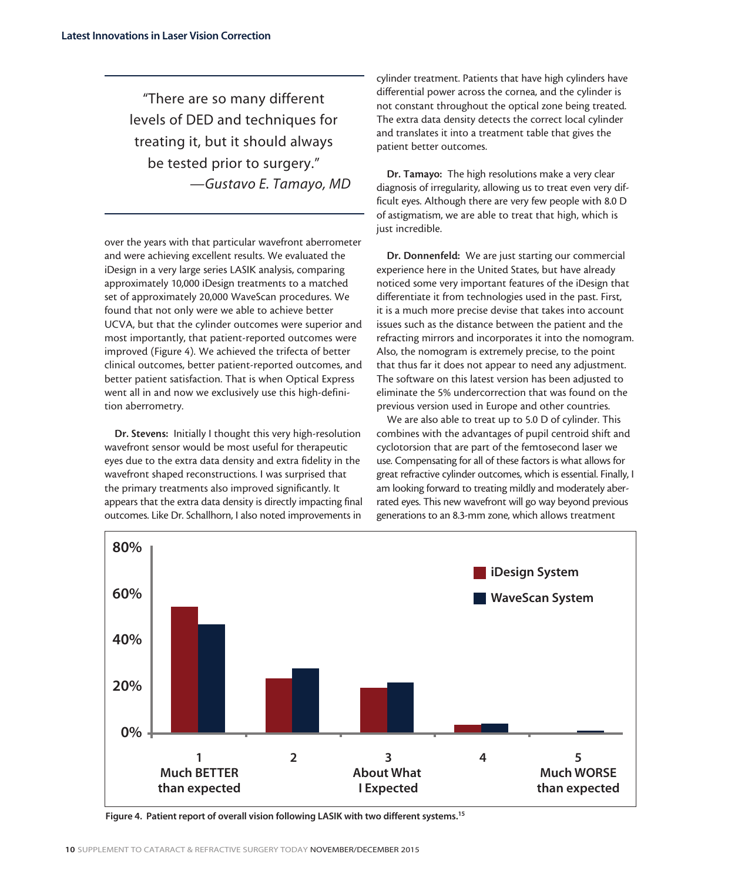> "There are so many different levels of DED and techniques for treating it, but it should always be tested prior to surgery."
> —*Gustavo E. Tamayo, MD*

over the years with that particular wavefront aberrometer and were achieving excellent results. We evaluated the iDesign in a very large series LASIK analysis, comparing approximately 10,000 iDesign treatments to a matched set of approximately 20,000 WaveScan procedures. We found that not only were we able to achieve better UCVA, but that the cylinder outcomes were superior and most importantly, that patient-reported outcomes were improved (Figure 4). We achieved the trifecta of better clinical outcomes, better patient-reported outcomes, and better patient satisfaction. That is when Optical Express went all in and now we exclusively use this high-definition aberrometry.

**Dr. Stevens:** Initially I thought this very high-resolution wavefront sensor would be most useful for therapeutic eyes due to the extra data density and extra fidelity in the wavefront shaped reconstructions. I was surprised that the primary treatments also improved significantly. It appears that the extra data density is directly impacting final outcomes. Like Dr. Schallhorn, I also noted improvements in cylinder treatment. Patients that have high cylinders have differential power across the cornea, and the cylinder is not constant throughout the optical zone being treated. The extra data density detects the correct local cylinder and translates it into a treatment table that gives the patient better outcomes.

**Dr. Tamayo:** The high resolutions make a very clear diagnosis of irregularity, allowing us to treat even very difficult eyes. Although there are very few people with 8.0 D of astigmatism, we are able to treat that high, which is just incredible.

**Dr. Donnenfeld:** We are just starting our commercial experience here in the United States, but have already noticed some very important features of the iDesign that differentiate it from technologies used in the past. First, it is a much more precise devise that takes into account issues such as the distance between the patient and the refracting mirrors and incorporates it into the nomogram. Also, the nomogram is extremely precise, to the point that thus far it does not appear to need any adjustment. The software on this latest version has been adjusted to eliminate the 5% undercorrection that was found on the previous version used in Europe and other countries.

We are also able to treat up to 5.0 D of cylinder. This combines with the advantages of pupil centroid shift and cyclotorsion that are part of the femtosecond laser we use. Compensating for all of these factors is what allows for great refractive cylinder outcomes, which is essential. Finally, I am looking forward to treating mildly and moderately aberrated eyes. This new wavefront will go way beyond previous generations to an 8.3-mm zone, which allows treatment

**Figure 4. Patient report of overall vision following LASIK with two different systems.**[15]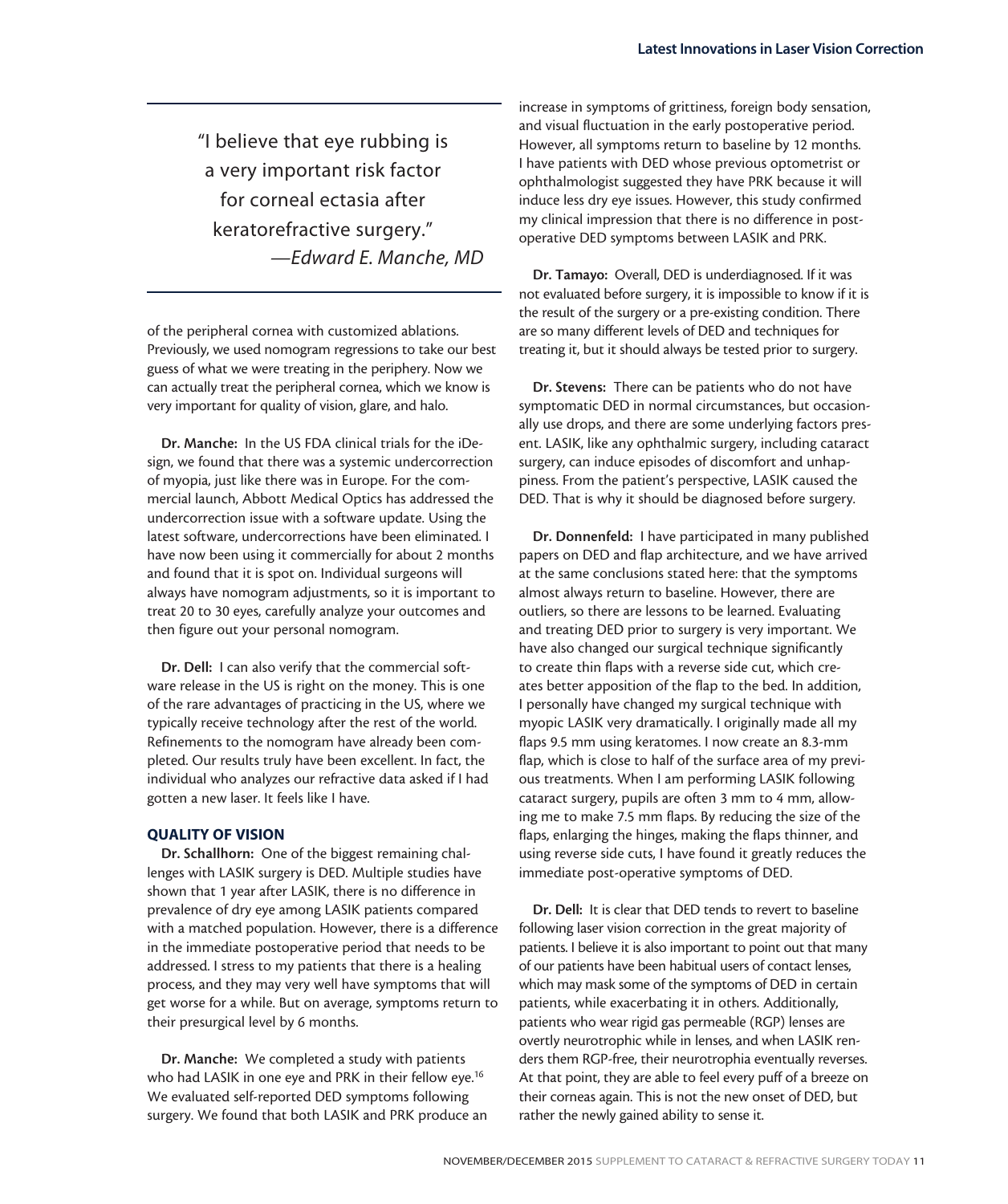> "I believe that eye rubbing is a very important risk factor for corneal ectasia after keratorefractive surgery."
> —*Edward E. Manche, MD*

of the peripheral cornea with customized ablations. Previously, we used nomogram regressions to take our best guess of what we were treating in the periphery. Now we can actually treat the peripheral cornea, which we know is very important for quality of vision, glare, and halo.

**Dr. Manche:** In the US FDA clinical trials for the iDesign, we found that there was a systemic undercorrection of myopia, just like there was in Europe. For the commercial launch, Abbott Medical Optics has addressed the undercorrection issue with a software update. Using the latest software, undercorrections have been eliminated. I have now been using it commercially for about 2 months and found that it is spot on. Individual surgeons will always have nomogram adjustments, so it is important to treat 20 to 30 eyes, carefully analyze your outcomes and then figure out your personal nomogram.

**Dr. Dell:** I can also verify that the commercial software release in the US is right on the money. This is one of the rare advantages of practicing in the US, where we typically receive technology after the rest of the world. Refinements to the nomogram have already been completed. Our results truly have been excellent. In fact, the individual who analyzes our refractive data asked if I had gotten a new laser. It feels like I have.

## QUALITY OF VISION

**Dr. Schallhorn:** One of the biggest remaining challenges with LASIK surgery is DED. Multiple studies have shown that 1 year after LASIK, there is no difference in prevalence of dry eye among LASIK patients compared with a matched population. However, there is a difference in the immediate postoperative period that needs to be addressed. I stress to my patients that there is a healing process, and they may very well have symptoms that will get worse for a while. But on average, symptoms return to their presurgical level by 6 months.

**Dr. Manche:** We completed a study with patients who had LASIK in one eye and PRK in their fellow eye.[16] We evaluated self-reported DED symptoms following surgery. We found that both LASIK and PRK produce an increase in symptoms of grittiness, foreign body sensation, and visual fluctuation in the early postoperative period. However, all symptoms return to baseline by 12 months. I have patients with DED whose previous optometrist or ophthalmologist suggested they have PRK because it will induce less dry eye issues. However, this study confirmed my clinical impression that there is no difference in postoperative DED symptoms between LASIK and PRK.

**Dr. Tamayo:** Overall, DED is underdiagnosed. If it was not evaluated before surgery, it is impossible to know if it is the result of the surgery or a pre-existing condition. There are so many different levels of DED and techniques for treating it, but it should always be tested prior to surgery.

**Dr. Stevens:** There can be patients who do not have symptomatic DED in normal circumstances, but occasionally use drops, and there are some underlying factors present. LASIK, like any ophthalmic surgery, including cataract surgery, can induce episodes of discomfort and unhappiness. From the patient's perspective, LASIK caused the DED. That is why it should be diagnosed before surgery.

**Dr. Donnenfeld:** I have participated in many published papers on DED and flap architecture, and we have arrived at the same conclusions stated here: that the symptoms almost always return to baseline. However, there are outliers, so there are lessons to be learned. Evaluating and treating DED prior to surgery is very important. We have also changed our surgical technique significantly to create thin flaps with a reverse side cut, which creates better apposition of the flap to the bed. In addition, I personally have changed my surgical technique with myopic LASIK very dramatically. I originally made all my flaps 9.5 mm using keratomes. I now create an 8.3-mm flap, which is close to half of the surface area of my previous treatments. When I am performing LASIK following cataract surgery, pupils are often 3 mm to 4 mm, allowing me to make 7.5 mm flaps. By reducing the size of the flaps, enlarging the hinges, making the flaps thinner, and using reverse side cuts, I have found it greatly reduces the immediate post-operative symptoms of DED.

**Dr. Dell:** It is clear that DED tends to revert to baseline following laser vision correction in the great majority of patients. I believe it is also important to point out that many of our patients have been habitual users of contact lenses, which may mask some of the symptoms of DED in certain patients, while exacerbating it in others. Additionally, patients who wear rigid gas permeable (RGP) lenses are overtly neurotrophic while in lenses, and when LASIK renders them RGP-free, their neurotrophia eventually reverses. At that point, they are able to feel every puff of a breeze on their corneas again. This is not the new onset of DED, but rather the newly gained ability to sense it.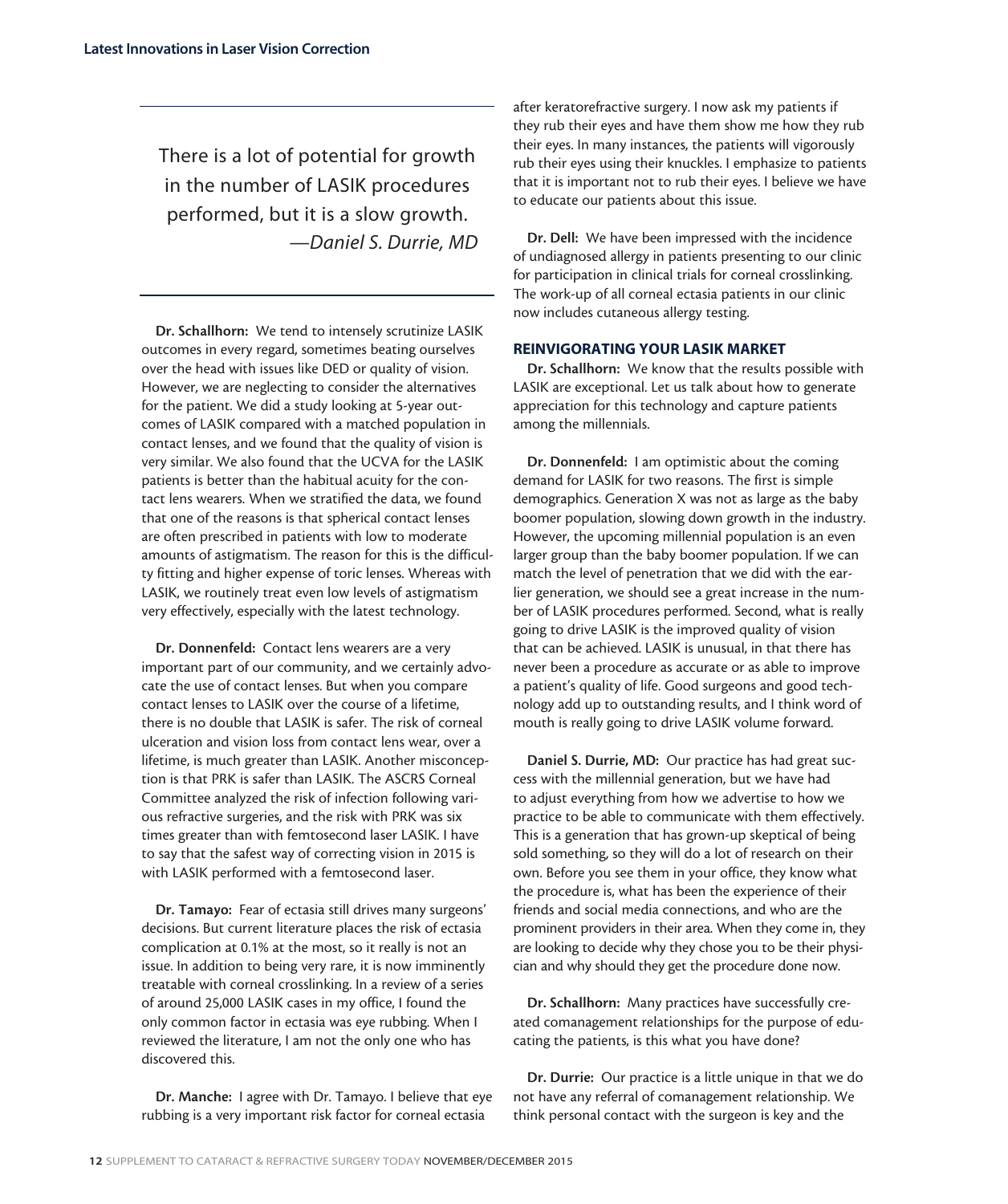> There is a lot of potential for growth in the number of LASIK procedures performed, but it is a slow growth.
> —*Daniel S. Durrie, MD*

**Dr. Schallhorn:** We tend to intensely scrutinize LASIK outcomes in every regard, sometimes beating ourselves over the head with issues like DED or quality of vision. However, we are neglecting to consider the alternatives for the patient. We did a study looking at 5-year outcomes of LASIK compared with a matched population in contact lenses, and we found that the quality of vision is very similar. We also found that the UCVA for the LASIK patients is better than the habitual acuity for the contact lens wearers. When we stratified the data, we found that one of the reasons is that spherical contact lenses are often prescribed in patients with low to moderate amounts of astigmatism. The reason for this is the difficulty fitting and higher expense of toric lenses. Whereas with LASIK, we routinely treat even low levels of astigmatism very effectively, especially with the latest technology.

**Dr. Donnenfeld:** Contact lens wearers are a very important part of our community, and we certainly advocate the use of contact lenses. But when you compare contact lenses to LASIK over the course of a lifetime, there is no double that LASIK is safer. The risk of corneal ulceration and vision loss from contact lens wear, over a lifetime, is much greater than LASIK. Another misconception is that PRK is safer than LASIK. The ASCRS Corneal Committee analyzed the risk of infection following various refractive surgeries, and the risk with PRK was six times greater than with femtosecond laser LASIK. I have to say that the safest way of correcting vision in 2015 is with LASIK performed with a femtosecond laser.

**Dr. Tamayo:** Fear of ectasia still drives many surgeons' decisions. But current literature places the risk of ectasia complication at 0.1% at the most, so it really is not an issue. In addition to being very rare, it is now imminently treatable with corneal crosslinking. In a review of a series of around 25,000 LASIK cases in my office, I found the only common factor in ectasia was eye rubbing. When I reviewed the literature, I am not the only one who has discovered this.

**Dr. Manche:** I agree with Dr. Tamayo. I believe that eye rubbing is a very important risk factor for corneal ectasia after keratorefractive surgery. I now ask my patients if they rub their eyes and have them show me how they rub their eyes. In many instances, the patients will vigorously rub their eyes using their knuckles. I emphasize to patients that it is important not to rub their eyes. I believe we have to educate our patients about this issue.

**Dr. Dell:** We have been impressed with the incidence of undiagnosed allergy in patients presenting to our clinic for participation in clinical trials for corneal crosslinking. The work-up of all corneal ectasia patients in our clinic now includes cutaneous allergy testing.

## REINVIGORATING YOUR LASIK MARKET

**Dr. Schallhorn:** We know that the results possible with LASIK are exceptional. Let us talk about how to generate appreciation for this technology and capture patients among the millennials.

**Dr. Donnenfeld:** I am optimistic about the coming demand for LASIK for two reasons. The first is simple demographics. Generation X was not as large as the baby boomer population, slowing down growth in the industry. However, the upcoming millennial population is an even larger group than the baby boomer population. If we can match the level of penetration that we did with the earlier generation, we should see a great increase in the number of LASIK procedures performed. Second, what is really going to drive LASIK is the improved quality of vision that can be achieved. LASIK is unusual, in that there has never been a procedure as accurate or as able to improve a patient's quality of life. Good surgeons and good technology add up to outstanding results, and I think word of mouth is really going to drive LASIK volume forward.

**Daniel S. Durrie, MD:** Our practice has had great success with the millennial generation, but we have had to adjust everything from how we advertise to how we practice to be able to communicate with them effectively. This is a generation that has grown-up skeptical of being sold something, so they will do a lot of research on their own. Before you see them in your office, they know what the procedure is, what has been the experience of their friends and social media connections, and who are the prominent providers in their area. When they come in, they are looking to decide why they chose you to be their physician and why should they get the procedure done now.

**Dr. Schallhorn:** Many practices have successfully created comanagement relationships for the purpose of educating the patients, is this what you have done?

**Dr. Durrie:** Our practice is a little unique in that we do not have any referral of comanagement relationship. We think personal contact with the surgeon is key and the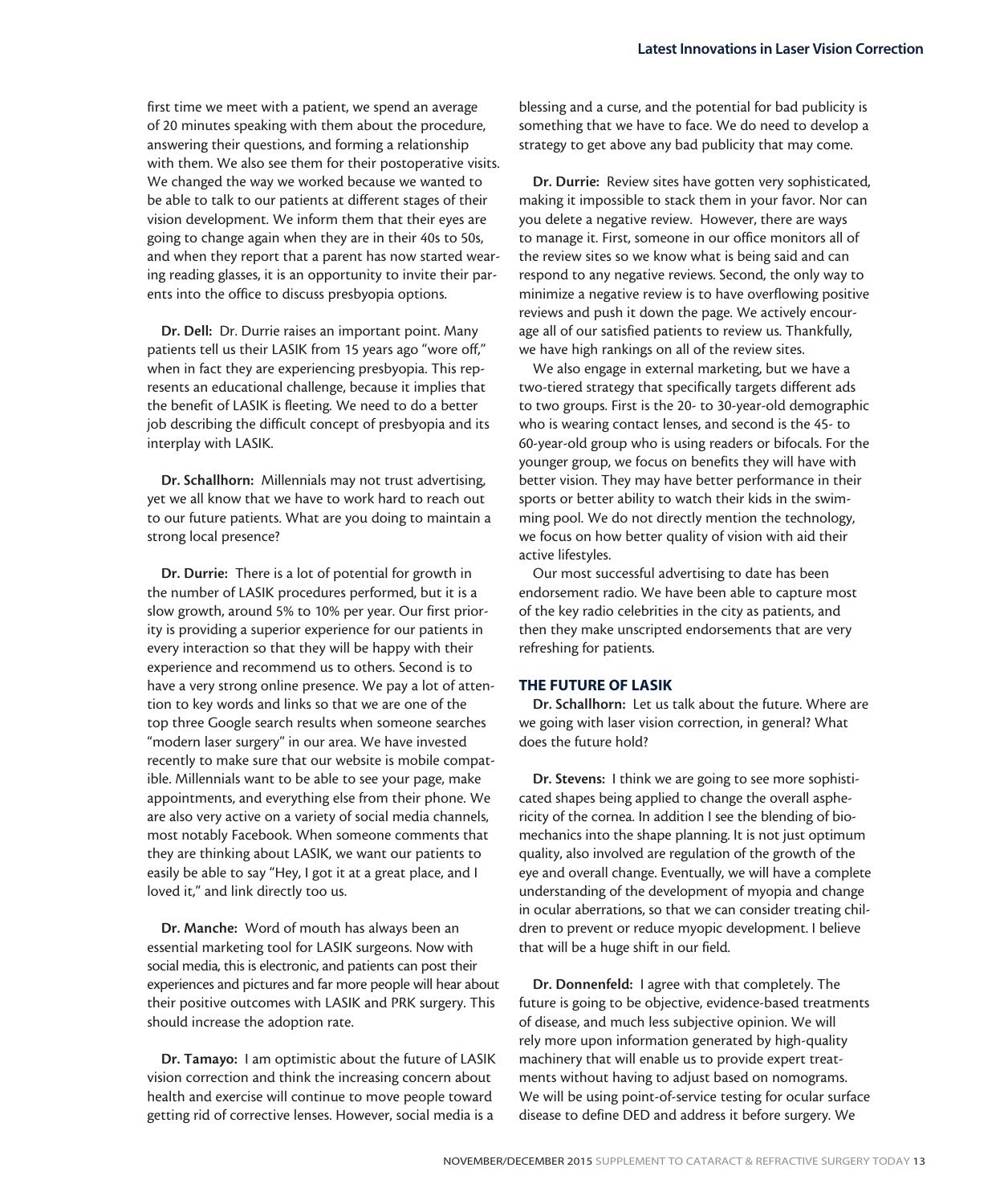first time we meet with a patient, we spend an average of 20 minutes speaking with them about the procedure, answering their questions, and forming a relationship with them. We also see them for their postoperative visits. We changed the way we worked because we wanted to be able to talk to our patients at different stages of their vision development. We inform them that their eyes are going to change again when they are in their 40s to 50s, and when they report that a parent has now started wearing reading glasses, it is an opportunity to invite their parents into the office to discuss presbyopia options.

**Dr. Dell:** Dr. Durrie raises an important point. Many patients tell us their LASIK from 15 years ago "wore off," when in fact they are experiencing presbyopia. This represents an educational challenge, because it implies that the benefit of LASIK is fleeting. We need to do a better job describing the difficult concept of presbyopia and its interplay with LASIK.

**Dr. Schallhorn:** Millennials may not trust advertising, yet we all know that we have to work hard to reach out to our future patients. What are you doing to maintain a strong local presence?

**Dr. Durrie:** There is a lot of potential for growth in the number of LASIK procedures performed, but it is a slow growth, around 5% to 10% per year. Our first priority is providing a superior experience for our patients in every interaction so that they will be happy with their experience and recommend us to others. Second is to have a very strong online presence. We pay a lot of attention to key words and links so that we are one of the top three Google search results when someone searches "modern laser surgery" in our area. We have invested recently to make sure that our website is mobile compatible. Millennials want to be able to see your page, make appointments, and everything else from their phone. We are also very active on a variety of social media channels, most notably Facebook. When someone comments that they are thinking about LASIK, we want our patients to easily be able to say "Hey, I got it at a great place, and I loved it," and link directly too us.

**Dr. Manche:** Word of mouth has always been an essential marketing tool for LASIK surgeons. Now with social media, this is electronic, and patients can post their experiences and pictures and far more people will hear about their positive outcomes with LASIK and PRK surgery. This should increase the adoption rate.

**Dr. Tamayo:** I am optimistic about the future of LASIK vision correction and think the increasing concern about health and exercise will continue to move people toward getting rid of corrective lenses. However, social media is a blessing and a curse, and the potential for bad publicity is something that we have to face. We do need to develop a strategy to get above any bad publicity that may come.

**Dr. Durrie:** Review sites have gotten very sophisticated, making it impossible to stack them in your favor. Nor can you delete a negative review. However, there are ways to manage it. First, someone in our office monitors all of the review sites so we know what is being said and can respond to any negative reviews. Second, the only way to minimize a negative review is to have overflowing positive reviews and push it down the page. We actively encourage all of our satisfied patients to review us. Thankfully, we have high rankings on all of the review sites.

We also engage in external marketing, but we have a two-tiered strategy that specifically targets different ads to two groups. First is the 20- to 30-year-old demographic who is wearing contact lenses, and second is the 45- to 60-year-old group who is using readers or bifocals. For the younger group, we focus on benefits they will have with better vision. They may have better performance in their sports or better ability to watch their kids in the swimming pool. We do not directly mention the technology, we focus on how better quality of vision with aid their active lifestyles.

Our most successful advertising to date has been endorsement radio. We have been able to capture most of the key radio celebrities in the city as patients, and then they make unscripted endorsements that are very refreshing for patients.

## THE FUTURE OF LASIK

**Dr. Schallhorn:** Let us talk about the future. Where are we going with laser vision correction, in general? What does the future hold?

**Dr. Stevens:** I think we are going to see more sophisticated shapes being applied to change the overall asphericity of the cornea. In addition I see the blending of biomechanics into the shape planning. It is not just optimum quality, also involved are regulation of the growth of the eye and overall change. Eventually, we will have a complete understanding of the development of myopia and change in ocular aberrations, so that we can consider treating children to prevent or reduce myopic development. I believe that will be a huge shift in our field.

**Dr. Donnenfeld:** I agree with that completely. The future is going to be objective, evidence-based treatments of disease, and much less subjective opinion. We will rely more upon information generated by high-quality machinery that will enable us to provide expert treatments without having to adjust based on nomograms. We will be using point-of-service testing for ocular surface disease to define DED and address it before surgery. We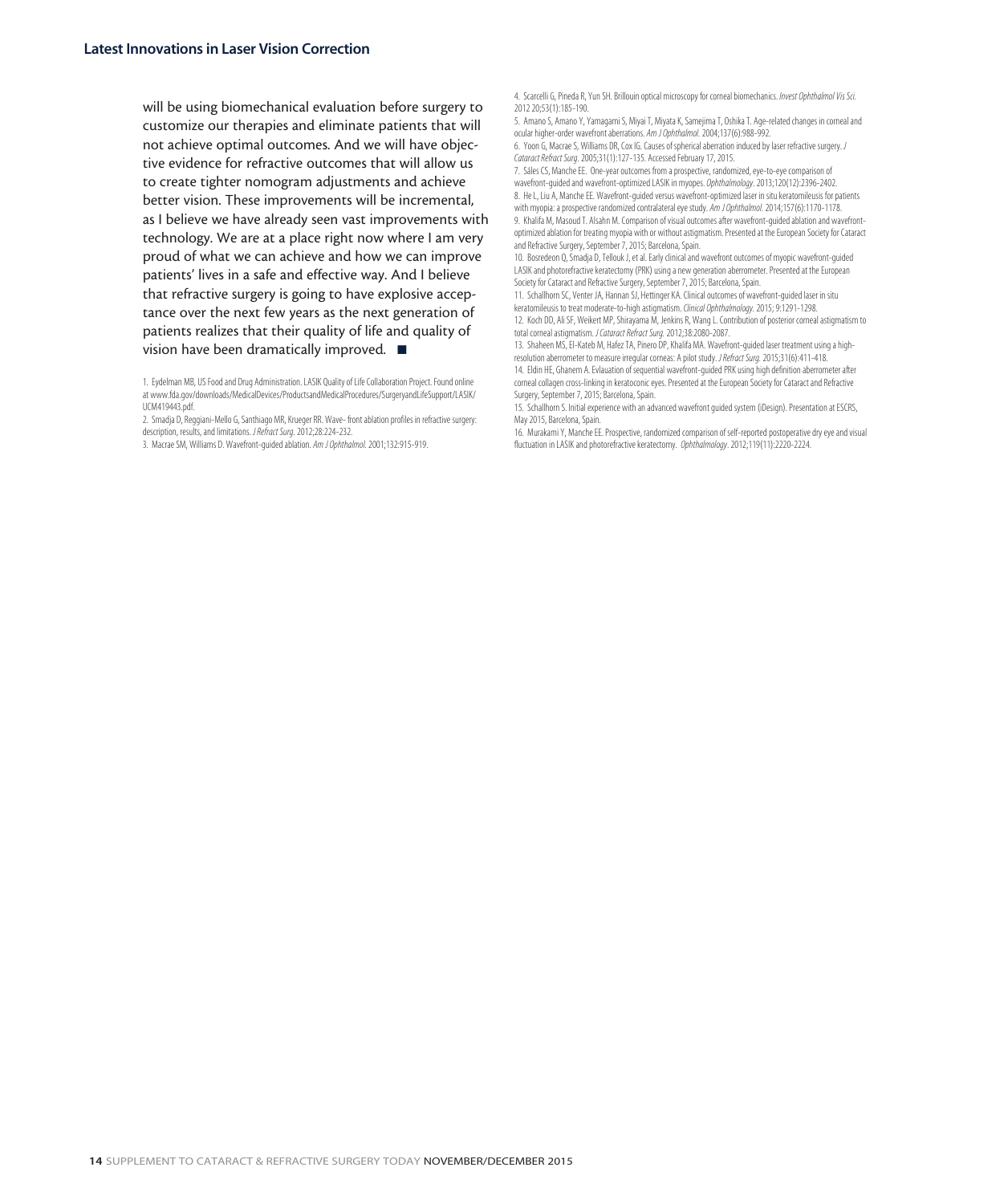will be using biomechanical evaluation before surgery to customize our therapies and eliminate patients that will not achieve optimal outcomes. And we will have objective evidence for refractive outcomes that will allow us to create tighter nomogram adjustments and achieve better vision. These improvements will be incremental, as I believe we have already seen vast improvements with technology. We are at a place right now where I am very proud of what we can achieve and how we can improve patients' lives in a safe and effective way. And I believe that refractive surgery is going to have explosive acceptance over the next few years as the next generation of patients realizes that their quality of life and quality of vision have been dramatically improved. ■

1. Eydelman MB, US Food and Drug Administration. LASIK Quality of Life Collaboration Project. Found online at www.fda.gov/downloads/MedicalDevices/ProductsandMedicalProcedures/SurgeryandLifeSupport/LASIK/UCM419443.pdf.
2. Smadja D, Reggiani-Mello G, Santhiago MR, Krueger RR. Wave- front ablation profiles in refractive surgery: description, results, and limitations. *J Refract Surg*. 2012;28:224-232.
3. Macrae SM, Williams D. Wavefront-guided ablation. *Am J Ophthalmol*. 2001;132:915-919.
4. Scarcelli G, Pineda R, Yun SH. Brillouin optical microscopy for corneal biomechanics. *Invest Ophthalmol Vis Sci*. 2012 20;53(1):185-190.
5. Amano S, Amano Y, Yamagami S, Miyai T, Miyata K, Samejima T, Oshika T. Age-related changes in corneal and ocular higher-order wavefront aberrations. *Am J Ophthalmol*. 2004;137(6):988-992.
6. Yoon G, Macrae S, Williams DR, Cox IG. Causes of spherical aberration induced by laser refractive surgery. *J Cataract Refract Surg*. 2005;31(1):127-135. Accessed February 17, 2015.
7. Sáles CS, Manche EE. One-year outcomes from a prospective, randomized, eye-to-eye comparison of wavefront-guided and wavefront-optimized LASIK in myopes. *Ophthalmology*. 2013;120(12):2396-2402.
8. He L, Liu A, Manche EE. Wavefront-guided versus wavefront-optimized laser in situ keratomileusis for patients with myopia: a prospective randomized contralateral eye study. *Am J Ophthalmol*. 2014;157(6):1170-1178.
9. Khalifa M, Masoud T. Alsahn M. Comparison of visual outcomes after wavefront-guided ablation and wavefront-optimized ablation for treating myopia with or without astigmatism. Presented at the European Society for Cataract and Refractive Surgery, September 7, 2015; Barcelona, Spain.
10. Bosredeon Q, Smadja D, Tellouk J, et al. Early clinical and wavefront outcomes of myopic wavefront-guided LASIK and photorefractive keratectomy (PRK) using a new generation aberrometer. Presented at the European Society for Cataract and Refractive Surgery, September 7, 2015; Barcelona, Spain.
11. Schallhorn SC, Venter JA, Hannan SJ, Hettinger KA. Clinical outcomes of wavefront-guided laser in situ keratomileusis to treat moderate-to-high astigmatism. *Clinical Ophthalmology*. 2015; 9:1291-1298.
12. Koch DD, Ali SF, Weikert MP, Shirayama M, Jenkins R, Wang L. Contribution of posterior corneal astigmatism to total corneal astigmatism. *J Cataract Refract Surg*. 2012;38:2080-2087.
13. Shaheen MS, El-Kateb M, Hafez TA, Pinero DP, Khalifa MA. Wavefront-guided laser treatment using a high-resolution aberrometer to measure irregular corneas: A pilot study. *J Refract Surg*. 2015;31(6):411-418.
14. Eldin HE, Ghanem A. Evlauation of sequential wavefront-guided PRK using high definition aberrometer after corneal collagen cross-linking in keratoconic eyes. Presented at the European Society for Cataract and Refractive Surgery, September 7, 2015; Barcelona, Spain.
15. Schallhorn S. Initial experience with an advanced wavefront guided system (iDesign). Presentation at ESCRS, May 2015, Barcelona, Spain.
16. Murakami Y, Manche EE. Prospective, randomized comparison of self-reported postoperative dry eye and visual fluctuation in LASIK and photorefractive keratectomy. *Ophthalmology*. 2012;119(11):2220-2224.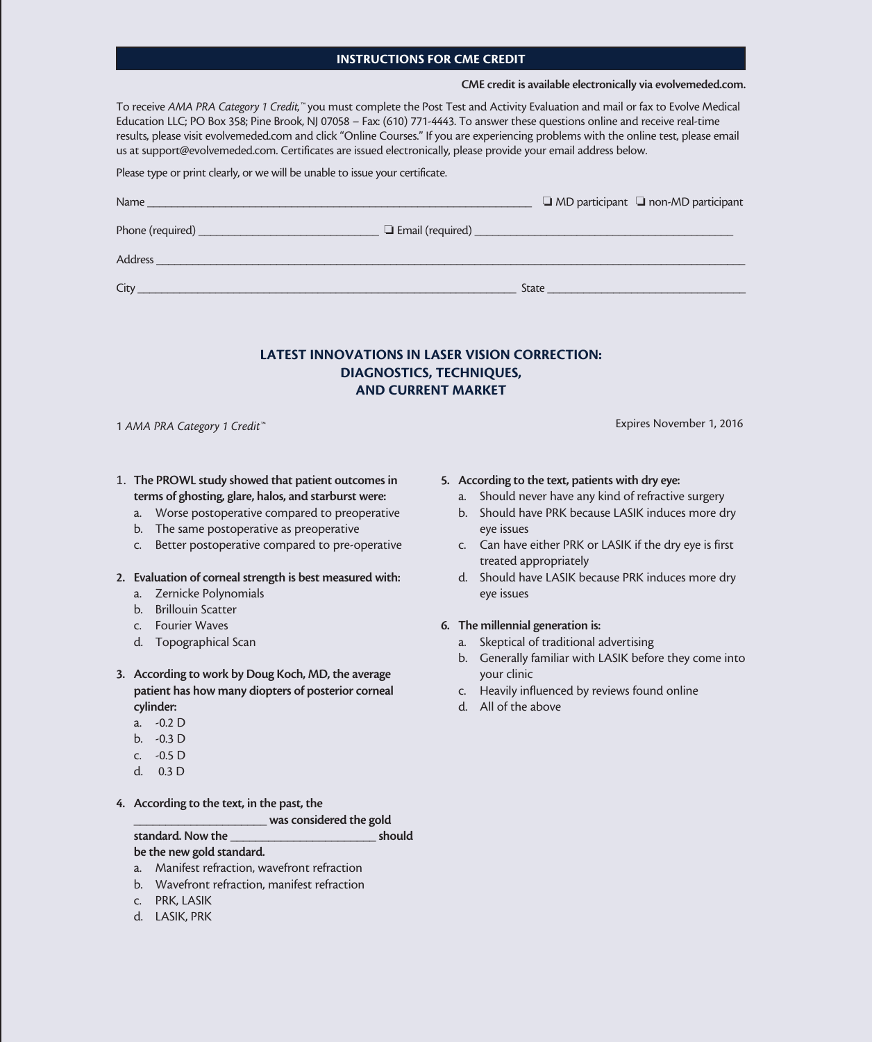## INSTRUCTIONS FOR CME CREDIT

**CME credit is available electronically via evolvemeded.com.**

To receive *AMA PRA Category 1 Credit,*™ you must complete the Post Test and Activity Evaluation and mail or fax to Evolve Medical Education LLC; PO Box 358; Pine Brook, NJ 07058 – Fax: (610) 771-4443. To answer these questions online and receive real-time results, please visit evolvemeded.com and click "Online Courses." If you are experiencing problems with the online test, please email us at support@evolvemeded.com. Certificates are issued electronically, please provide your email address below.

Please type or print clearly, or we will be unable to issue your certificate.

Name _______________________________ ❑ MD participant ❑ non-MD participant

Phone (required) _______________________ ❑ Email (required) _______________________

Address _______________________________________________

City _______________________________ State _______________________

## LATEST INNOVATIONS IN LASER VISION CORRECTION: DIAGNOSTICS, TECHNIQUES, AND CURRENT MARKET

1 *AMA PRA Category 1 Credit*™

Expires November 1, 2016

1. **The PROWL study showed that patient outcomes in terms of ghosting, glare, halos, and starburst were:**
   a. Worse postoperative compared to preoperative
   b. The same postoperative as preoperative
   c. Better postoperative compared to pre-operative

2. **Evaluation of corneal strength is best measured with:**
   a. Zernicke Polynomials
   b. Brillouin Scatter
   c. Fourier Waves
   d. Topographical Scan

3. **According to work by Doug Koch, MD, the average patient has how many diopters of posterior corneal cylinder:**
   a. -0.2 D
   b. -0.3 D
   c. -0.5 D
   d. 0.3 D

4. **According to the text, in the past, the ____________________ was considered the gold standard. Now the ____________________ should be the new gold standard.**
   a. Manifest refraction, wavefront refraction
   b. Wavefront refraction, manifest refraction
   c. PRK, LASIK
   d. LASIK, PRK

5. **According to the text, patients with dry eye:**
   a. Should never have any kind of refractive surgery
   b. Should have PRK because LASIK induces more dry eye issues
   c. Can have either PRK or LASIK if the dry eye is first treated appropriately
   d. Should have LASIK because PRK induces more dry eye issues

6. **The millennial generation is:**
   a. Skeptical of traditional advertising
   b. Generally familiar with LASIK before they come into your clinic
   c. Heavily influenced by reviews found online
   d. All of the above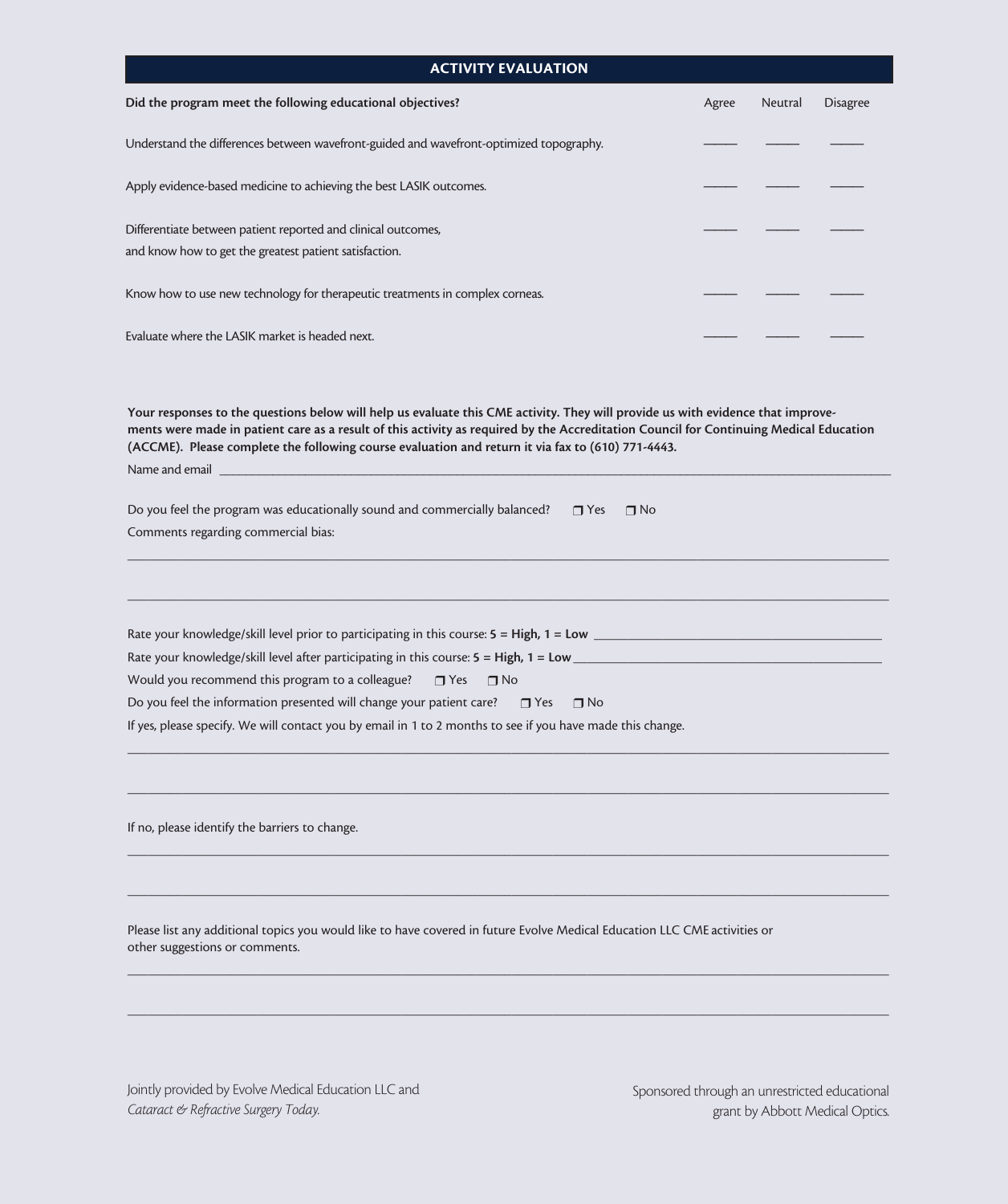# ACTIVITY EVALUATION

| **Did the program meet the following educational objectives?** | Agree | Neutral | Disagree |
| --- | --- | --- | --- |
| Understand the differences between wavefront-guided and wavefront-optimized topography. | _____ | _____ | _____ |
| Apply evidence-based medicine to achieving the best LASIK outcomes. | _____ | _____ | _____ |
| Differentiate between patient reported and clinical outcomes, and know how to get the greatest patient satisfaction. | _____ | _____ | _____ |
| Know how to use new technology for therapeutic treatments in complex corneas. | _____ | _____ | _____ |
| Evaluate where the LASIK market is headed next. | _____ | _____ | _____ |

**Your responses to the questions below will help us evaluate this CME activity. They will provide us with evidence that improvements were made in patient care as a result of this activity as required by the Accreditation Council for Continuing Medical Education (ACCME). Please complete the following course evaluation and return it via fax to (610) 771-4443.**

Name and email ______________________________________________

Do you feel the program was educationally sound and commercially balanced? ❒ Yes ❒ No

Comments regarding commercial bias:

______________________________________________

______________________________________________

Rate your knowledge/skill level prior to participating in this course: **5 = High, 1 = Low** ____________________

Rate your knowledge/skill level after participating in this course: **5 = High, 1 = Low** ____________________

Would you recommend this program to a colleague? ❒ Yes ❒ No

Do you feel the information presented will change your patient care? ❒ Yes ❒ No

If yes, please specify. We will contact you by email in 1 to 2 months to see if you have made this change.

______________________________________________

______________________________________________

If no, please identify the barriers to change.

______________________________________________

______________________________________________

Please list any additional topics you would like to have covered in future Evolve Medical Education LLC CME activities or other suggestions or comments.

______________________________________________

______________________________________________

Jointly provided by Evolve Medical Education LLC and *Cataract & Refractive Surgery Today.*

Sponsored through an unrestricted educational grant by Abbott Medical Optics.